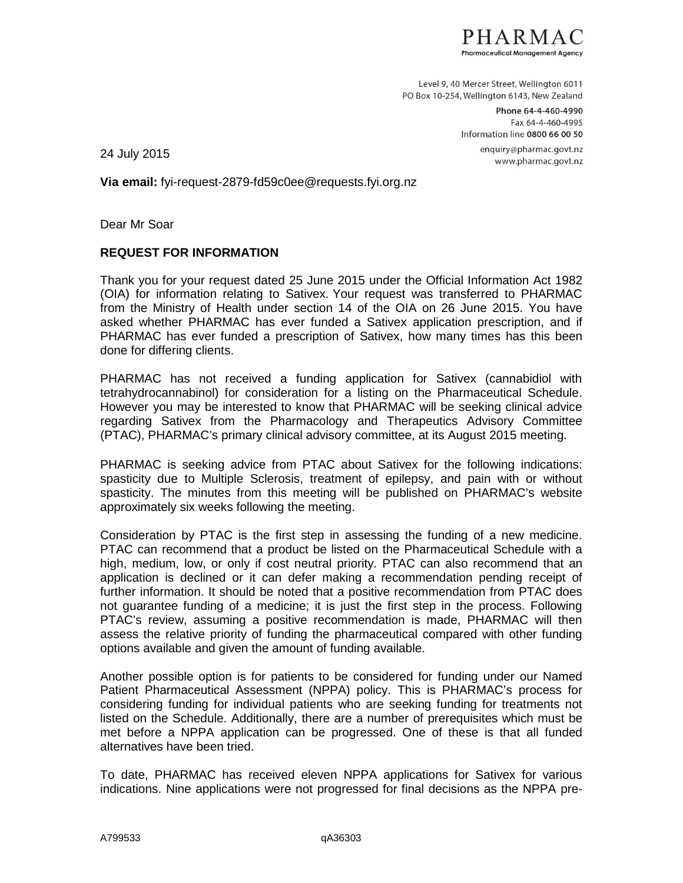PHARMAC
Pharmaceutical Management Agency

Level 9, 40 Mercer Street, Wellington 6011
PO Box 10-254, Wellington 6143, New Zealand

Phone 64-4-460-4990
Fax 64-4-460-4995
Information line 0800 66 00 50
enquiry@pharmac.govt.nz
www.pharmac.govt.nz

24 July 2015

**Via email:** fyi-request-2879-fd59c0ee@requests.fyi.org.nz

Dear Mr Soar

**REQUEST FOR INFORMATION**

Thank you for your request dated 25 June 2015 under the Official Information Act 1982 (OIA) for information relating to Sativex. Your request was transferred to PHARMAC from the Ministry of Health under section 14 of the OIA on 26 June 2015. You have asked whether PHARMAC has ever funded a Sativex application prescription, and if PHARMAC has ever funded a prescription of Sativex, how many times has this been done for differing clients.

PHARMAC has not received a funding application for Sativex (cannabidiol with tetrahydrocannabinol) for consideration for a listing on the Pharmaceutical Schedule. However you may be interested to know that PHARMAC will be seeking clinical advice regarding Sativex from the Pharmacology and Therapeutics Advisory Committee (PTAC), PHARMAC's primary clinical advisory committee, at its August 2015 meeting.

PHARMAC is seeking advice from PTAC about Sativex for the following indications: spasticity due to Multiple Sclerosis, treatment of epilepsy, and pain with or without spasticity. The minutes from this meeting will be published on PHARMAC's website approximately six weeks following the meeting.

Consideration by PTAC is the first step in assessing the funding of a new medicine. PTAC can recommend that a product be listed on the Pharmaceutical Schedule with a high, medium, low, or only if cost neutral priority. PTAC can also recommend that an application is declined or it can defer making a recommendation pending receipt of further information. It should be noted that a positive recommendation from PTAC does not guarantee funding of a medicine; it is just the first step in the process. Following PTAC's review, assuming a positive recommendation is made, PHARMAC will then assess the relative priority of funding the pharmaceutical compared with other funding options available and given the amount of funding available.

Another possible option is for patients to be considered for funding under our Named Patient Pharmaceutical Assessment (NPPA) policy. This is PHARMAC's process for considering funding for individual patients who are seeking funding for treatments not listed on the Schedule. Additionally, there are a number of prerequisites which must be met before a NPPA application can be progressed. One of these is that all funded alternatives have been tried.

To date, PHARMAC has received eleven NPPA applications for Sativex for various indications. Nine applications were not progressed for final decisions as the NPPA pre-

A799533 qA36303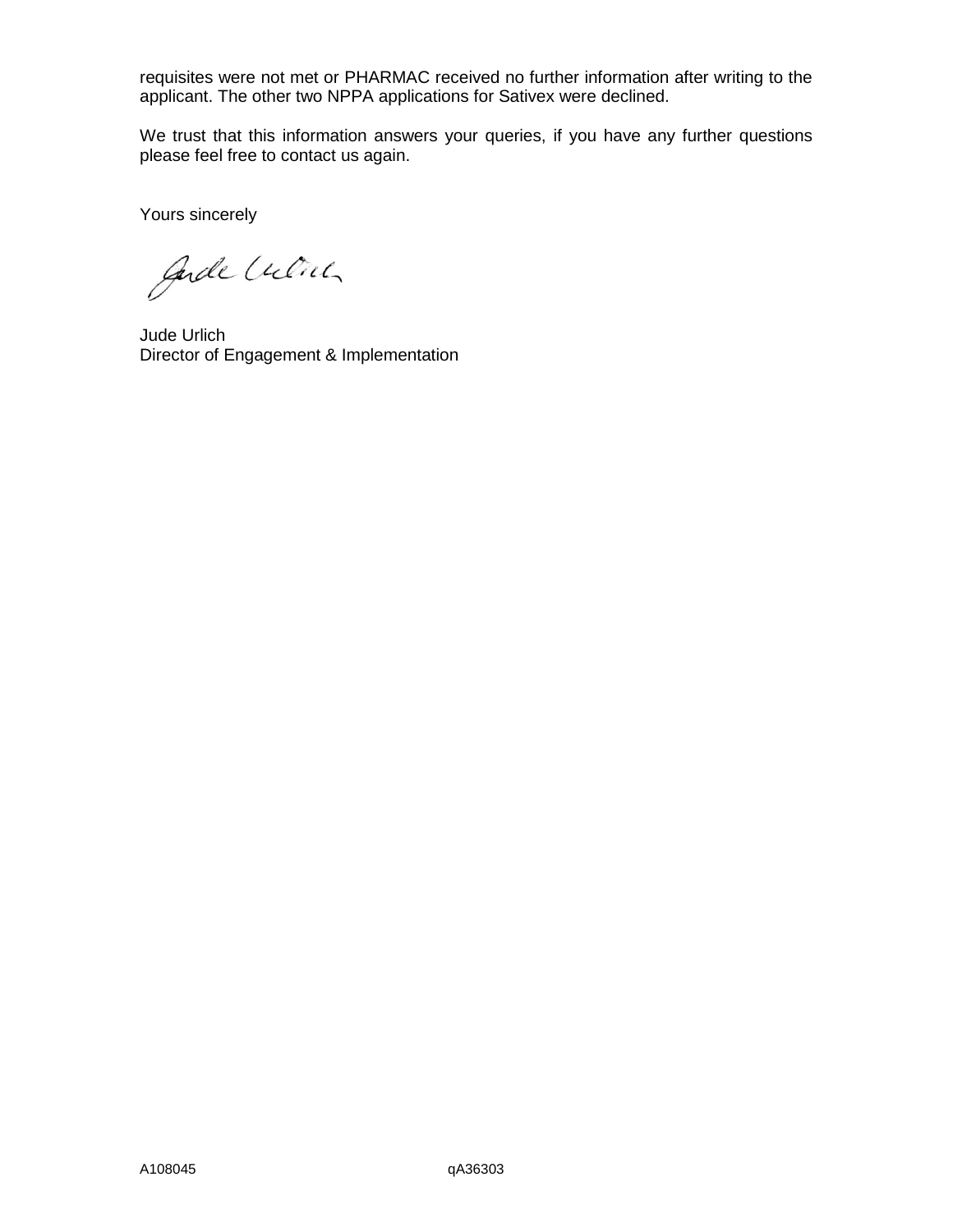requisites were not met or PHARMAC received no further information after writing to the applicant. The other two NPPA applications for Sativex were declined.

We trust that this information answers your queries, if you have any further questions please feel free to contact us again.

Yours sincerely

Jude Urlich
Director of Engagement & Implementation

A108045 qA36303